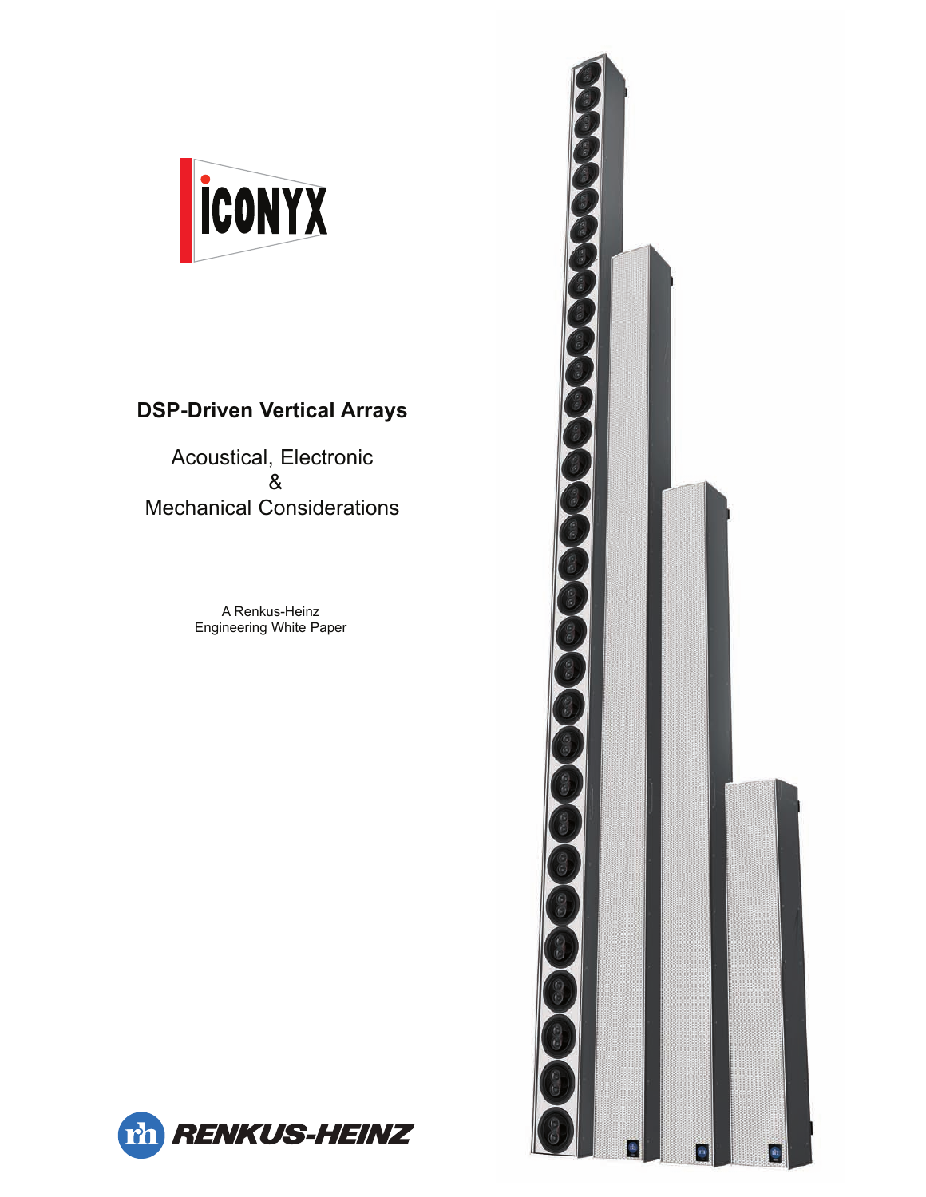ICONYX

# DSP-Driven Vertical Arrays

Acoustical, Electronic
&
Mechanical Considerations

A Renkus-Heinz
Engineering White Paper

RENKUS-HEINZ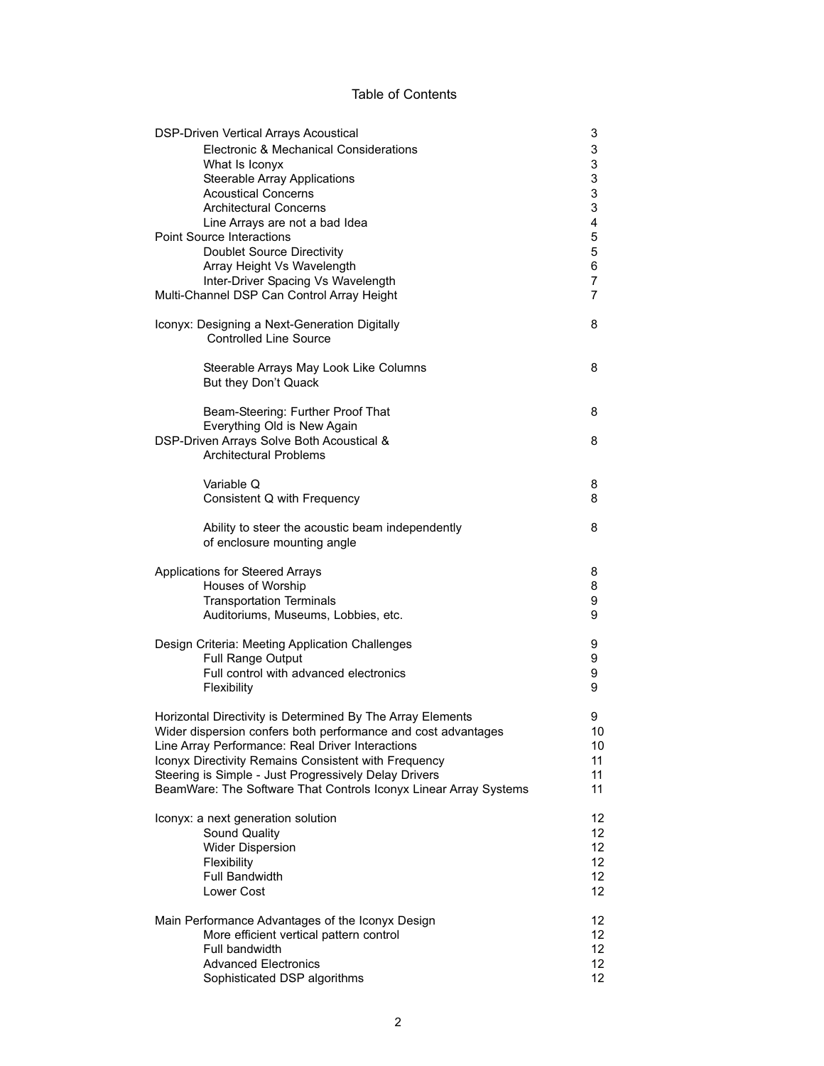# Table of Contents

| | |
|---|---|
| DSP-Driven Vertical Arrays Acoustical | 3 |
| &nbsp;&nbsp;&nbsp;&nbsp;Electronic & Mechanical Considerations | 3 |
| &nbsp;&nbsp;&nbsp;&nbsp;What Is Iconyx | 3 |
| &nbsp;&nbsp;&nbsp;&nbsp;Steerable Array Applications | 3 |
| &nbsp;&nbsp;&nbsp;&nbsp;Acoustical Concerns | 3 |
| &nbsp;&nbsp;&nbsp;&nbsp;Architectural Concerns | 3 |
| &nbsp;&nbsp;&nbsp;&nbsp;Line Arrays are not a bad Idea | 4 |
| Point Source Interactions | 5 |
| &nbsp;&nbsp;&nbsp;&nbsp;Doublet Source Directivity | 5 |
| &nbsp;&nbsp;&nbsp;&nbsp;Array Height Vs Wavelength | 6 |
| &nbsp;&nbsp;&nbsp;&nbsp;Inter-Driver Spacing Vs Wavelength | 7 |
| Multi-Channel DSP Can Control Array Height | 7 |
| Iconyx: Designing a Next-Generation Digitally Controlled Line Source | 8 |
| &nbsp;&nbsp;&nbsp;&nbsp;Steerable Arrays May Look Like Columns But they Don't Quack | 8 |
| &nbsp;&nbsp;&nbsp;&nbsp;Beam-Steering: Further Proof That Everything Old is New Again | 8 |
| DSP-Driven Arrays Solve Both Acoustical & Architectural Problems | 8 |
| &nbsp;&nbsp;&nbsp;&nbsp;Variable Q | 8 |
| &nbsp;&nbsp;&nbsp;&nbsp;Consistent Q with Frequency | 8 |
| &nbsp;&nbsp;&nbsp;&nbsp;Ability to steer the acoustic beam independently of enclosure mounting angle | 8 |
| Applications for Steered Arrays | 8 |
| &nbsp;&nbsp;&nbsp;&nbsp;Houses of Worship | 8 |
| &nbsp;&nbsp;&nbsp;&nbsp;Transportation Terminals | 9 |
| &nbsp;&nbsp;&nbsp;&nbsp;Auditoriums, Museums, Lobbies, etc. | 9 |
| Design Criteria: Meeting Application Challenges | 9 |
| &nbsp;&nbsp;&nbsp;&nbsp;Full Range Output | 9 |
| &nbsp;&nbsp;&nbsp;&nbsp;Full control with advanced electronics | 9 |
| &nbsp;&nbsp;&nbsp;&nbsp;Flexibility | 9 |
| Horizontal Directivity is Determined By The Array Elements | 9 |
| Wider dispersion confers both performance and cost advantages | 10 |
| Line Array Performance: Real Driver Interactions | 10 |
| Iconyx Directivity Remains Consistent with Frequency | 11 |
| Steering is Simple - Just Progressively Delay Drivers | 11 |
| BeamWare: The Software That Controls Iconyx Linear Array Systems | 11 |
| Iconyx: a next generation solution | 12 |
| &nbsp;&nbsp;&nbsp;&nbsp;Sound Quality | 12 |
| &nbsp;&nbsp;&nbsp;&nbsp;Wider Dispersion | 12 |
| &nbsp;&nbsp;&nbsp;&nbsp;Flexibility | 12 |
| &nbsp;&nbsp;&nbsp;&nbsp;Full Bandwidth | 12 |
| &nbsp;&nbsp;&nbsp;&nbsp;Lower Cost | 12 |
| Main Performance Advantages of the Iconyx Design | 12 |
| &nbsp;&nbsp;&nbsp;&nbsp;More efficient vertical pattern control | 12 |
| &nbsp;&nbsp;&nbsp;&nbsp;Full bandwidth | 12 |
| &nbsp;&nbsp;&nbsp;&nbsp;Advanced Electronics | 12 |
| &nbsp;&nbsp;&nbsp;&nbsp;Sophisticated DSP algorithms | 12 |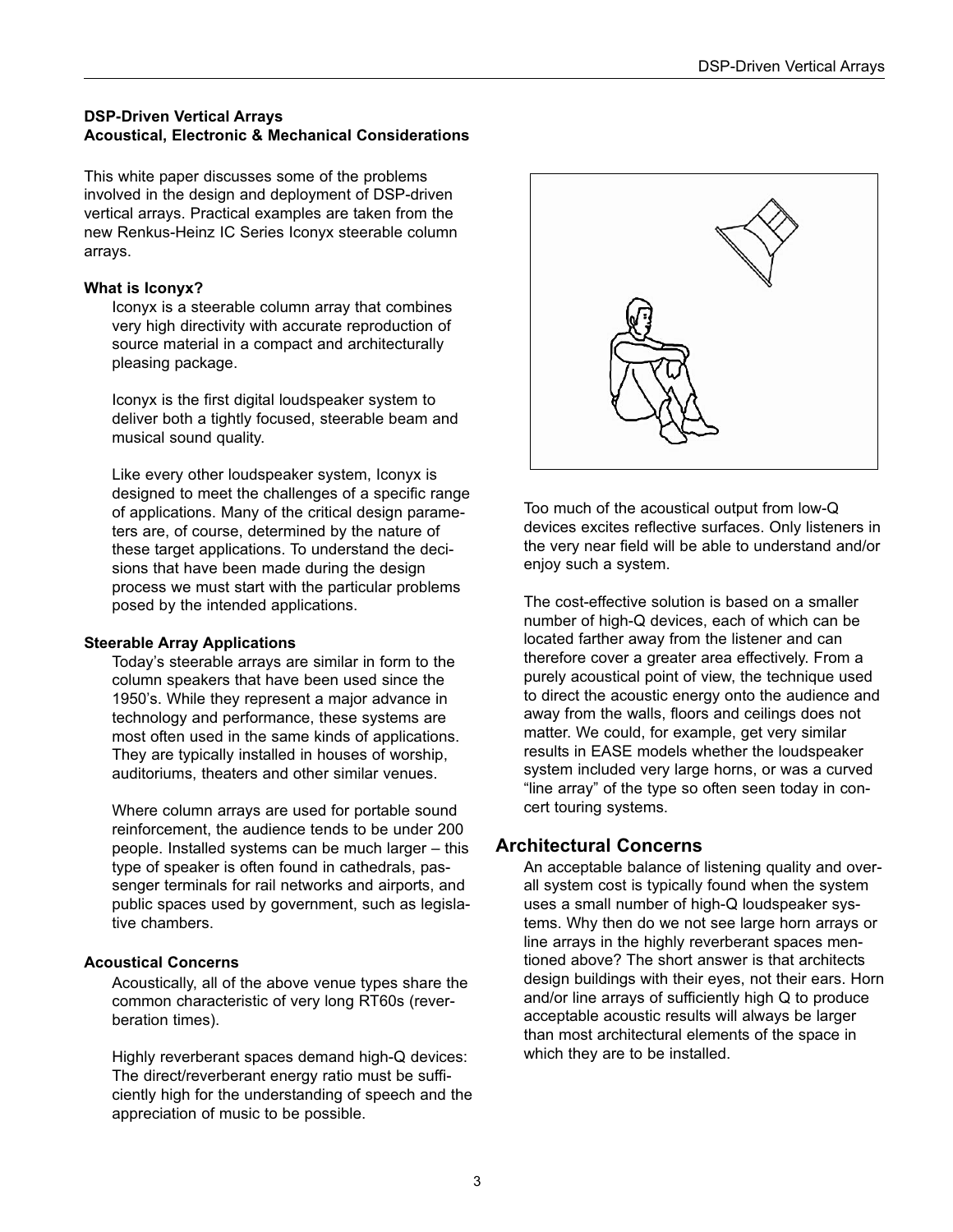**DSP-Driven Vertical Arrays**
**Acoustical, Electronic & Mechanical Considerations**

This white paper discusses some of the problems involved in the design and deployment of DSP-driven vertical arrays. Practical examples are taken from the new Renkus-Heinz IC Series Iconyx steerable column arrays.

### What is Iconyx?

Iconyx is a steerable column array that combines very high directivity with accurate reproduction of source material in a compact and architecturally pleasing package.

Iconyx is the first digital loudspeaker system to deliver both a tightly focused, steerable beam and musical sound quality.

Like every other loudspeaker system, Iconyx is designed to meet the challenges of a specific range of applications. Many of the critical design parameters are, of course, determined by the nature of these target applications. To understand the decisions that have been made during the design process we must start with the particular problems posed by the intended applications.

### Steerable Array Applications

Today's steerable arrays are similar in form to the column speakers that have been used since the 1950's. While they represent a major advance in technology and performance, these systems are most often used in the same kinds of applications. They are typically installed in houses of worship, auditoriums, theaters and other similar venues.

Where column arrays are used for portable sound reinforcement, the audience tends to be under 200 people. Installed systems can be much larger – this type of speaker is often found in cathedrals, passenger terminals for rail networks and airports, and public spaces used by government, such as legislative chambers.

### Acoustical Concerns

Acoustically, all of the above venue types share the common characteristic of very long RT60s (reverberation times).

Highly reverberant spaces demand high-Q devices: The direct/reverberant energy ratio must be sufficiently high for the understanding of speech and the appreciation of music to be possible.

Too much of the acoustical output from low-Q devices excites reflective surfaces. Only listeners in the very near field will be able to understand and/or enjoy such a system.

The cost-effective solution is based on a smaller number of high-Q devices, each of which can be located farther away from the listener and can therefore cover a greater area effectively. From a purely acoustical point of view, the technique used to direct the acoustic energy onto the audience and away from the walls, floors and ceilings does not matter. We could, for example, get very similar results in EASE models whether the loudspeaker system included very large horns, or was a curved "line array" of the type so often seen today in concert touring systems.

## Architectural Concerns

An acceptable balance of listening quality and overall system cost is typically found when the system uses a small number of high-Q loudspeaker systems. Why then do we not see large horn arrays or line arrays in the highly reverberant spaces mentioned above? The short answer is that architects design buildings with their eyes, not their ears. Horn and/or line arrays of sufficiently high Q to produce acceptable acoustic results will always be larger than most architectural elements of the space in which they are to be installed.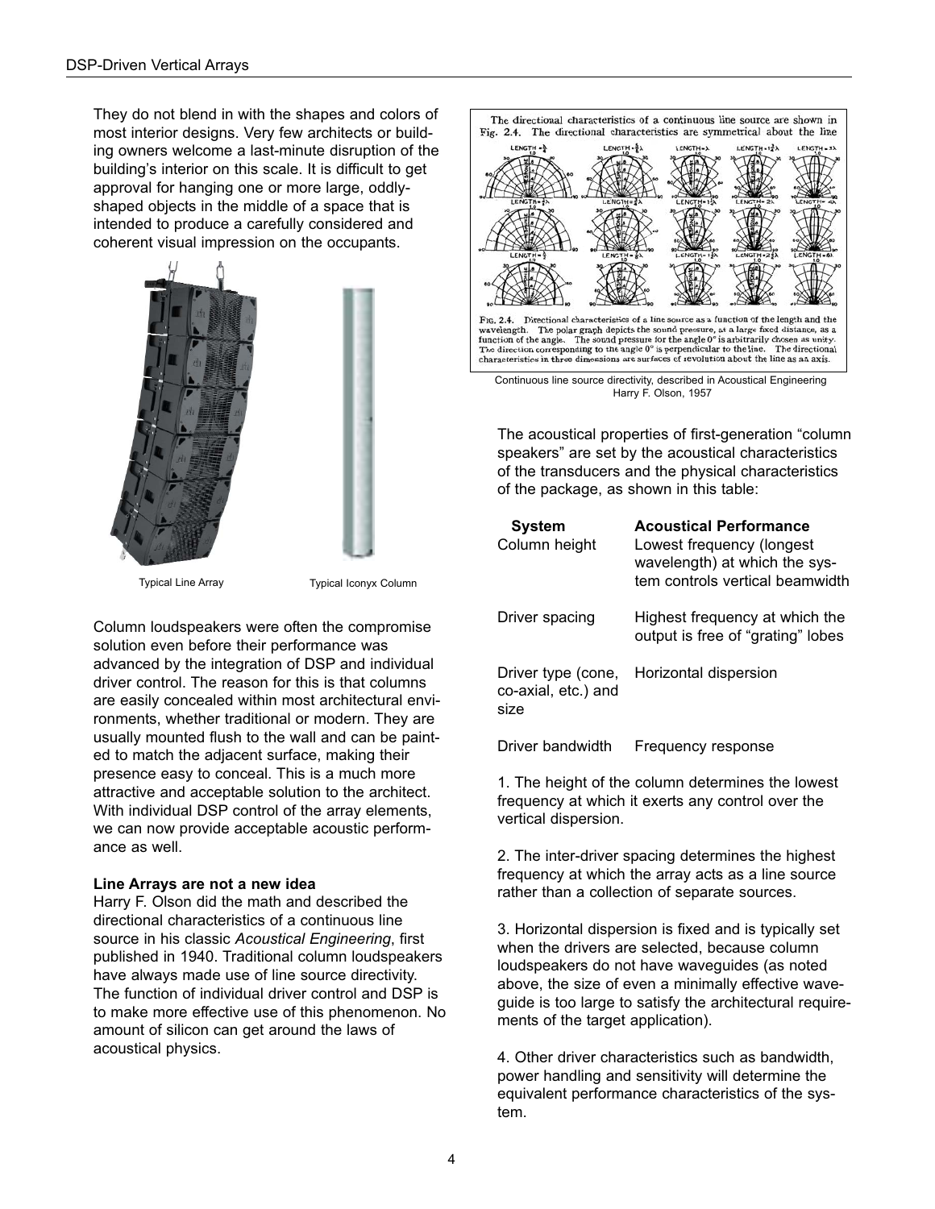They do not blend in with the shapes and colors of most interior designs. Very few architects or building owners welcome a last-minute disruption of the building's interior on this scale. It is difficult to get approval for hanging one or more large, oddly-shaped objects in the middle of a space that is intended to produce a carefully considered and coherent visual impression on the occupants.

Typical Line Array

Typical Iconyx Column

Column loudspeakers were often the compromise solution even before their performance was advanced by the integration of DSP and individual driver control. The reason for this is that columns are easily concealed within most architectural environments, whether traditional or modern. They are usually mounted flush to the wall and can be painted to match the adjacent surface, making their presence easy to conceal. This is a much more attractive and acceptable solution to the architect. With individual DSP control of the array elements, we can now provide acceptable acoustic performance as well.

**Line Arrays are not a new idea**

Harry F. Olson did the math and described the directional characteristics of a continuous line source in his classic *Acoustical Engineering*, first published in 1940. Traditional column loudspeakers have always made use of line source directivity. The function of individual driver control and DSP is to make more effective use of this phenomenon. No amount of silicon can get around the laws of acoustical physics.

The directional characteristics of a continuous line source are shown in Fig. 2.4. The directional characteristics are symmetrical about the line

FIG. 2.4. Directional characteristics of a line source as a function of the length and the wavelength. The polar graph depicts the sound pressure, at a large fixed distance, as a function of the angle. The sound pressure for the angle 0° is arbitrarily chosen as unity. The direction corresponding to the angle 0° is perpendicular to the line. The directional characteristics in three dimensions are surfaces of revolution about the line as an axis.

Continuous line source directivity, described in Acoustical Engineering Harry F. Olson, 1957

The acoustical properties of first-generation "column speakers" are set by the acoustical characteristics of the transducers and the physical characteristics of the package, as shown in this table:

| System | Acoustical Performance |
|---|---|
| Column height | Lowest frequency (longest wavelength) at which the system controls vertical beamwidth |
| Driver spacing | Highest frequency at which the output is free of "grating" lobes |
| Driver type (cone, co-axial, etc.) and size | Horizontal dispersion |
| Driver bandwidth | Frequency response |

1. The height of the column determines the lowest frequency at which it exerts any control over the vertical dispersion.

2. The inter-driver spacing determines the highest frequency at which the array acts as a line source rather than a collection of separate sources.

3. Horizontal dispersion is fixed and is typically set when the drivers are selected, because column loudspeakers do not have waveguides (as noted above, the size of even a minimally effective waveguide is too large to satisfy the architectural requirements of the target application).

4. Other driver characteristics such as bandwidth, power handling and sensitivity will determine the equivalent performance characteristics of the system.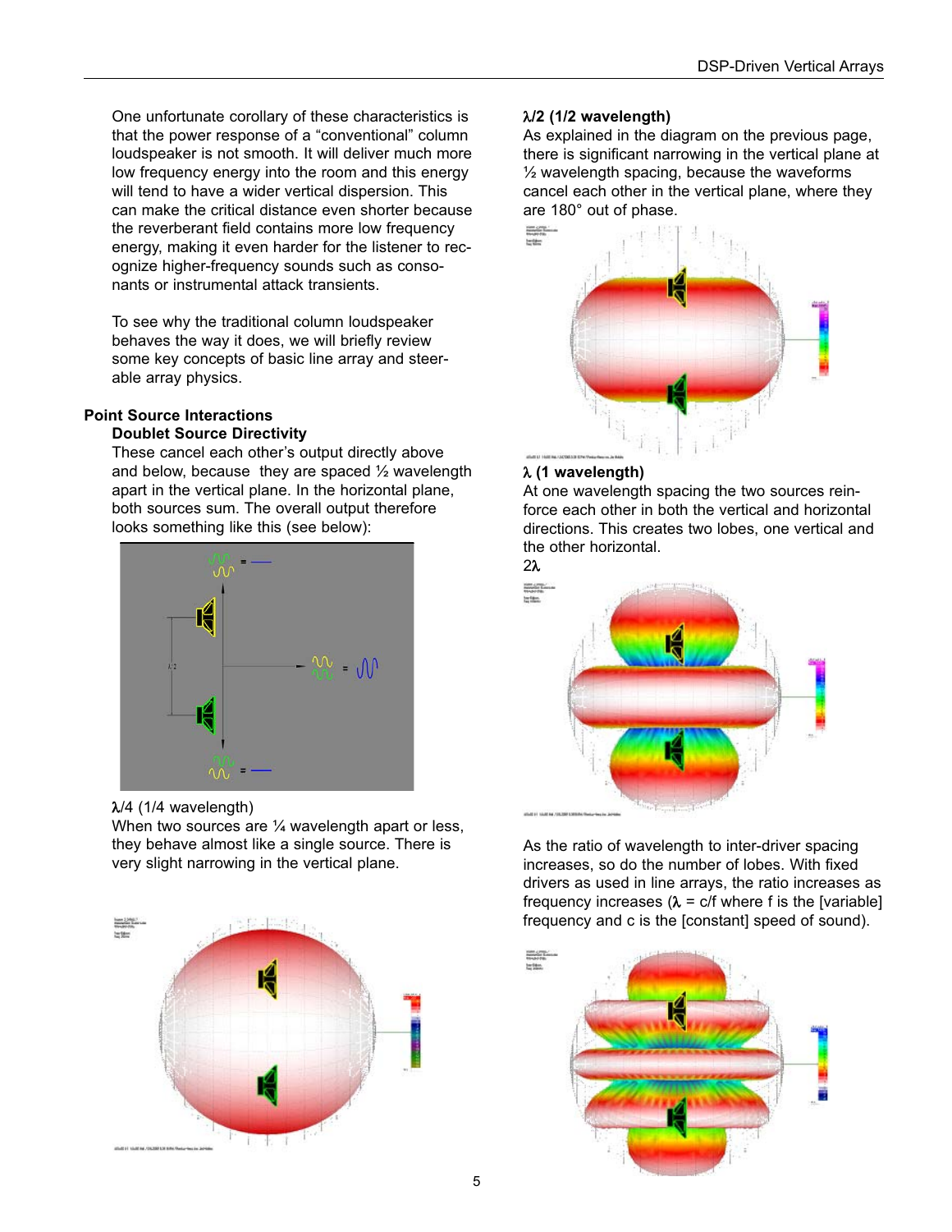One unfortunate corollary of these characteristics is that the power response of a "conventional" column loudspeaker is not smooth. It will deliver much more low frequency energy into the room and this energy will tend to have a wider vertical dispersion. This can make the critical distance even shorter because the reverberant field contains more low frequency energy, making it even harder for the listener to recognize higher-frequency sounds such as consonants or instrumental attack transients.

To see why the traditional column loudspeaker behaves the way it does, we will briefly review some key concepts of basic line array and steerable array physics.

## Point Source Interactions

### Doublet Source Directivity

These cancel each other's output directly above and below, because they are spaced ½ wavelength apart in the vertical plane. In the horizontal plane, both sources sum. The overall output therefore looks something like this (see below):

λ/4 (1/4 wavelength)

When two sources are ¼ wavelength apart or less, they behave almost like a single source. There is very slight narrowing in the vertical plane.

**λ/2 (1/2 wavelength)**

As explained in the diagram on the previous page, there is significant narrowing in the vertical plane at ½ wavelength spacing, because the waveforms cancel each other in the vertical plane, where they are 180° out of phase.

**λ (1 wavelength)**

At one wavelength spacing the two sources reinforce each other in both the vertical and horizontal directions. This creates two lobes, one vertical and the other horizontal.

2λ

As the ratio of wavelength to inter-driver spacing increases, so do the number of lobes. With fixed drivers as used in line arrays, the ratio increases as frequency increases ($\lambda = c/f$ where f is the [variable] frequency and c is the [constant] speed of sound).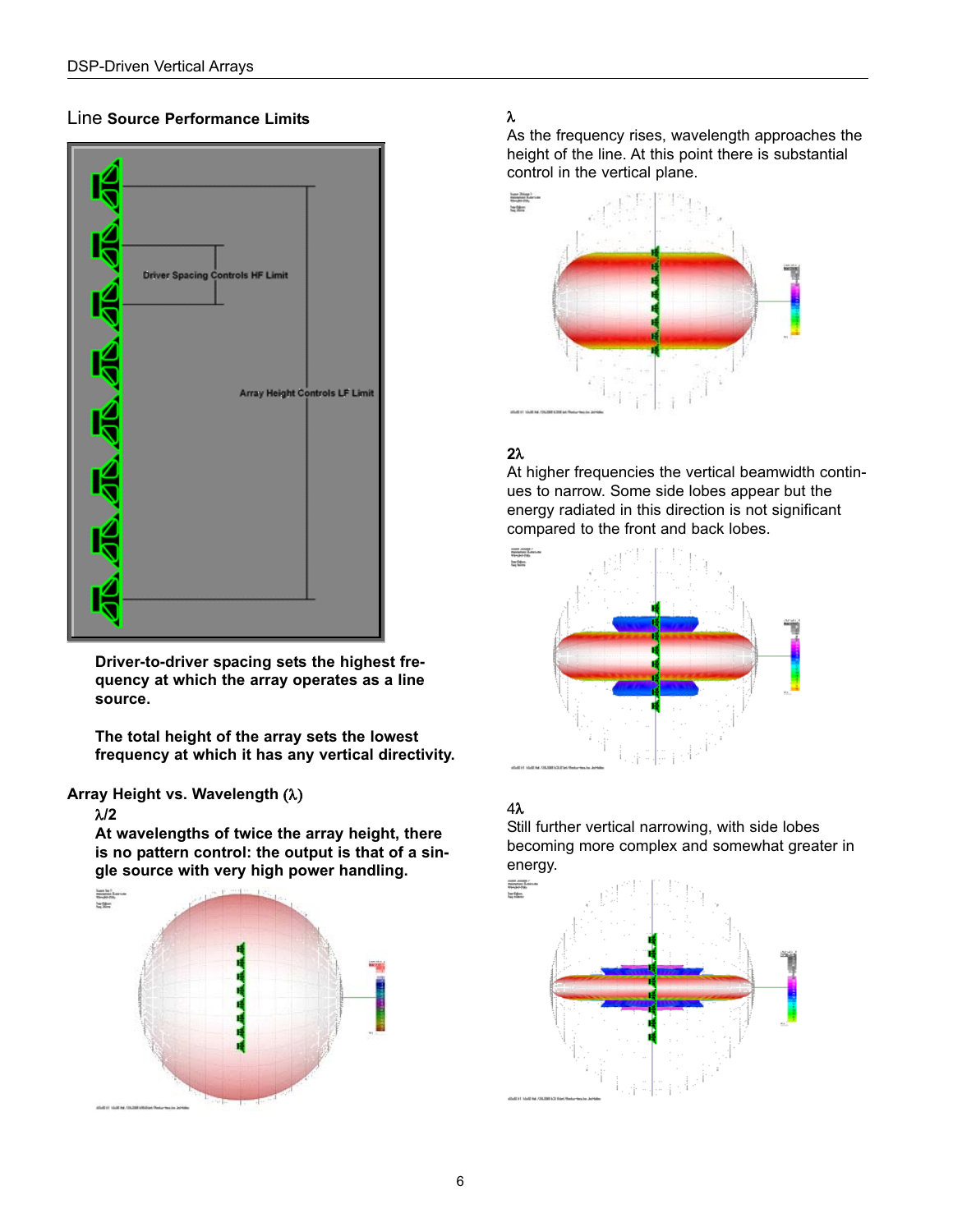## Line Source Performance Limits

Driver Spacing Controls HF Limit

Array Height Controls LF Limit

**Driver-to-driver spacing sets the highest frequency at which the array operates as a line source.**

**The total height of the array sets the lowest frequency at which it has any vertical directivity.**

### Array Height vs. Wavelength (λ)

**λ/2**

**At wavelengths of twice the array height, there is no pattern control: the output is that of a single source with very high power handling.**

**λ**

As the frequency rises, wavelength approaches the height of the line. At this point there is substantial control in the vertical plane.

**2λ**

At higher frequencies the vertical beamwidth continues to narrow. Some side lobes appear but the energy radiated in this direction is not significant compared to the front and back lobes.

**4λ**

Still further vertical narrowing, with side lobes becoming more complex and somewhat greater in energy.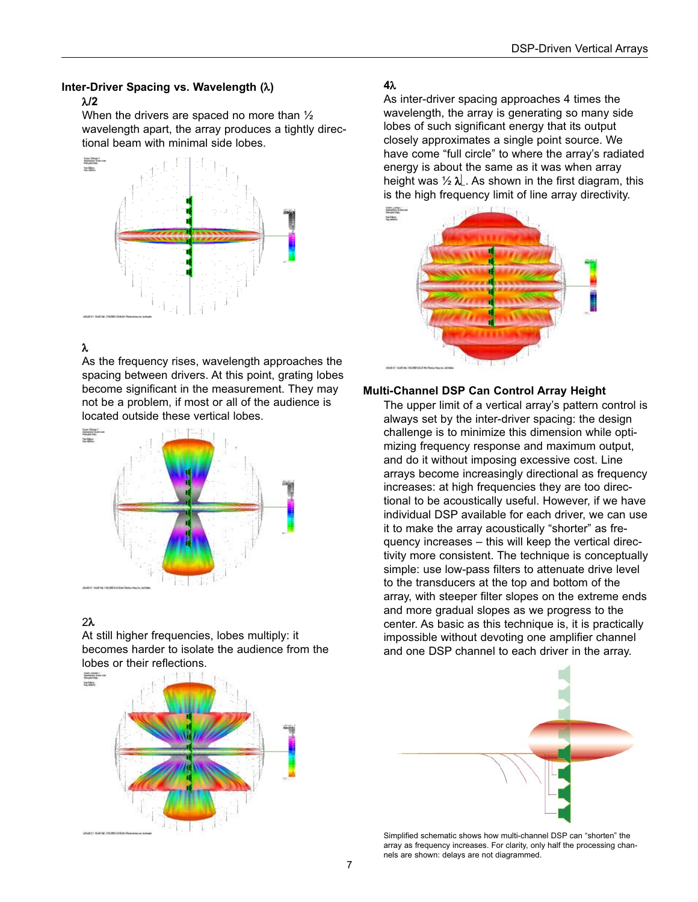## Inter-Driver Spacing vs. Wavelength (λ)

### λ/2

When the drivers are spaced no more than ½ wavelength apart, the array produces a tightly directional beam with minimal side lobes.

### λ

As the frequency rises, wavelength approaches the spacing between drivers. At this point, grating lobes become significant in the measurement. They may not be a problem, if most or all of the audience is located outside these vertical lobes.

### 2λ

At still higher frequencies, lobes multiply: it becomes harder to isolate the audience from the lobes or their reflections.

### 4λ

As inter-driver spacing approaches 4 times the wavelength, the array is generating so many side lobes of such significant energy that its output closely approximates a single point source. We have come "full circle" to where the array's radiated energy is about the same as it was when array height was ½ λ. As shown in the first diagram, this is the high frequency limit of line array directivity.

## Multi-Channel DSP Can Control Array Height

The upper limit of a vertical array's pattern control is always set by the inter-driver spacing: the design challenge is to minimize this dimension while optimizing frequency response and maximum output, and do it without imposing excessive cost. Line arrays become increasingly directional as frequency increases: at high frequencies they are too directional to be acoustically useful. However, if we have individual DSP available for each driver, we can use it to make the array acoustically "shorter" as frequency increases – this will keep the vertical directivity more consistent. The technique is conceptually simple: use low-pass filters to attenuate drive level to the transducers at the top and bottom of the array, with steeper filter slopes on the extreme ends and more gradual slopes as we progress to the center. As basic as this technique is, it is practically impossible without devoting one amplifier channel and one DSP channel to each driver in the array.

Simplified schematic shows how multi-channel DSP can "shorten" the array as frequency increases. For clarity, only half the processing channels are shown: delays are not diagrammed.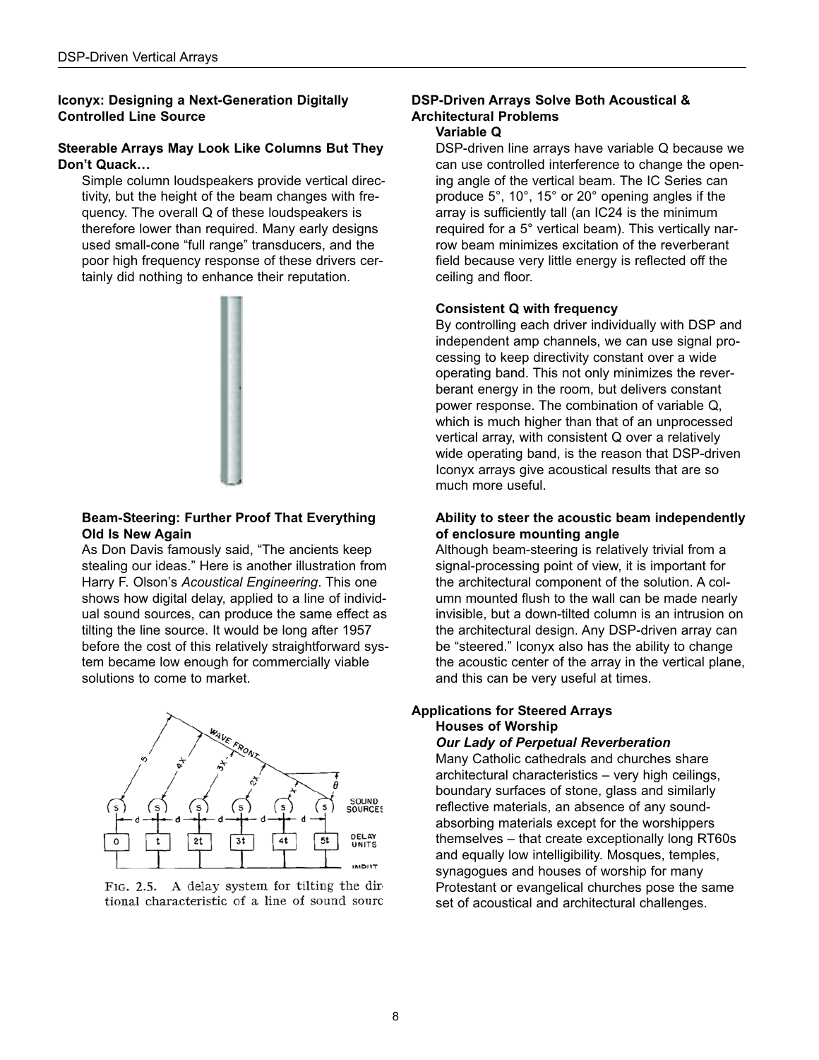## Iconyx: Designing a Next-Generation Digitally Controlled Line Source

### Steerable Arrays May Look Like Columns But They Don't Quack…

Simple column loudspeakers provide vertical directivity, but the height of the beam changes with frequency. The overall Q of these loudspeakers is therefore lower than required. Many early designs used small-cone "full range" transducers, and the poor high frequency response of these drivers certainly did nothing to enhance their reputation.

### Beam-Steering: Further Proof That Everything Old Is New Again

As Don Davis famously said, "The ancients keep stealing our ideas." Here is another illustration from Harry F. Olson's *Acoustical Engineering*. This one shows how digital delay, applied to a line of individual sound sources, can produce the same effect as tilting the line source. It would be long after 1957 before the cost of this relatively straightforward system became low enough for commercially viable solutions to come to market.

FIG. 2.5. A delay system for tilting the directional characteristic of a line of sound sources

## DSP-Driven Arrays Solve Both Acoustical & Architectural Problems

### Variable Q

DSP-driven line arrays have variable Q because we can use controlled interference to change the opening angle of the vertical beam. The IC Series can produce 5°, 10°, 15° or 20° opening angles if the array is sufficiently tall (an IC24 is the minimum required for a 5° vertical beam). This vertically narrow beam minimizes excitation of the reverberant field because very little energy is reflected off the ceiling and floor.

### Consistent Q with frequency

By controlling each driver individually with DSP and independent amp channels, we can use signal processing to keep directivity constant over a wide operating band. This not only minimizes the reverberant energy in the room, but delivers constant power response. The combination of variable Q, which is much higher than that of an unprocessed vertical array, with consistent Q over a relatively wide operating band, is the reason that DSP-driven Iconyx arrays give acoustical results that are so much more useful.

### Ability to steer the acoustic beam independently of enclosure mounting angle

Although beam-steering is relatively trivial from a signal-processing point of view, it is important for the architectural component of the solution. A column mounted flush to the wall can be made nearly invisible, but a down-tilted column is an intrusion on the architectural design. Any DSP-driven array can be "steered." Iconyx also has the ability to change the acoustic center of the array in the vertical plane, and this can be very useful at times.

## Applications for Steered Arrays

### Houses of Worship

#### *Our Lady of Perpetual Reverberation*

Many Catholic cathedrals and churches share architectural characteristics – very high ceilings, boundary surfaces of stone, glass and similarly reflective materials, an absence of any sound-absorbing materials except for the worshippers themselves – that create exceptionally long RT60s and equally low intelligibility. Mosques, temples, synagogues and houses of worship for many Protestant or evangelical churches pose the same set of acoustical and architectural challenges.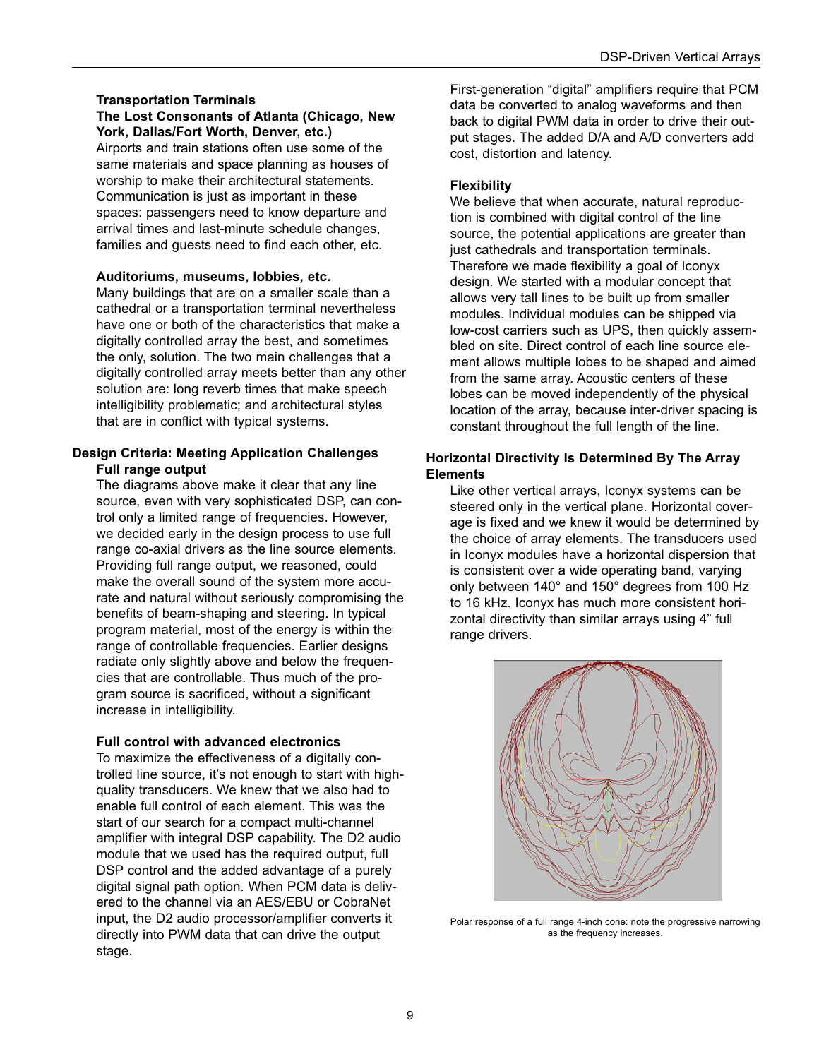### Transportation Terminals

### The Lost Consonants of Atlanta (Chicago, New York, Dallas/Fort Worth, Denver, etc.)

Airports and train stations often use some of the same materials and space planning as houses of worship to make their architectural statements. Communication is just as important in these spaces: passengers need to know departure and arrival times and last-minute schedule changes, families and guests need to find each other, etc.

### Auditoriums, museums, lobbies, etc.

Many buildings that are on a smaller scale than a cathedral or a transportation terminal nevertheless have one or both of the characteristics that make a digitally controlled array the best, and sometimes the only, solution. The two main challenges that a digitally controlled array meets better than any other solution are: long reverb times that make speech intelligibility problematic; and architectural styles that are in conflict with typical systems.

## Design Criteria: Meeting Application Challenges

### Full range output

The diagrams above make it clear that any line source, even with very sophisticated DSP, can control only a limited range of frequencies. However, we decided early in the design process to use full range co-axial drivers as the line source elements. Providing full range output, we reasoned, could make the overall sound of the system more accurate and natural without seriously compromising the benefits of beam-shaping and steering. In typical program material, most of the energy is within the range of controllable frequencies. Earlier designs radiate only slightly above and below the frequencies that are controllable. Thus much of the program source is sacrificed, without a significant increase in intelligibility.

### Full control with advanced electronics

To maximize the effectiveness of a digitally controlled line source, it's not enough to start with high-quality transducers. We knew that we also had to enable full control of each element. This was the start of our search for a compact multi-channel amplifier with integral DSP capability. The D2 audio module that we used has the required output, full DSP control and the added advantage of a purely digital signal path option. When PCM data is delivered to the channel via an AES/EBU or CobraNet input, the D2 audio processor/amplifier converts it directly into PWM data that can drive the output stage.

First-generation "digital" amplifiers require that PCM data be converted to analog waveforms and then back to digital PWM data in order to drive their output stages. The added D/A and A/D converters add cost, distortion and latency.

### Flexibility

We believe that when accurate, natural reproduction is combined with digital control of the line source, the potential applications are greater than just cathedrals and transportation terminals. Therefore we made flexibility a goal of Iconyx design. We started with a modular concept that allows very tall lines to be built up from smaller modules. Individual modules can be shipped via low-cost carriers such as UPS, then quickly assembled on site. Direct control of each line source element allows multiple lobes to be shaped and aimed from the same array. Acoustic centers of these lobes can be moved independently of the physical location of the array, because inter-driver spacing is constant throughout the full length of the line.

## Horizontal Directivity Is Determined By The Array Elements

Like other vertical arrays, Iconyx systems can be steered only in the vertical plane. Horizontal coverage is fixed and we knew it would be determined by the choice of array elements. The transducers used in Iconyx modules have a horizontal dispersion that is consistent over a wide operating band, varying only between 140° and 150° degrees from 100 Hz to 16 kHz. Iconyx has much more consistent horizontal directivity than similar arrays using 4" full range drivers.

Polar response of a full range 4-inch cone: note the progressive narrowing as the frequency increases.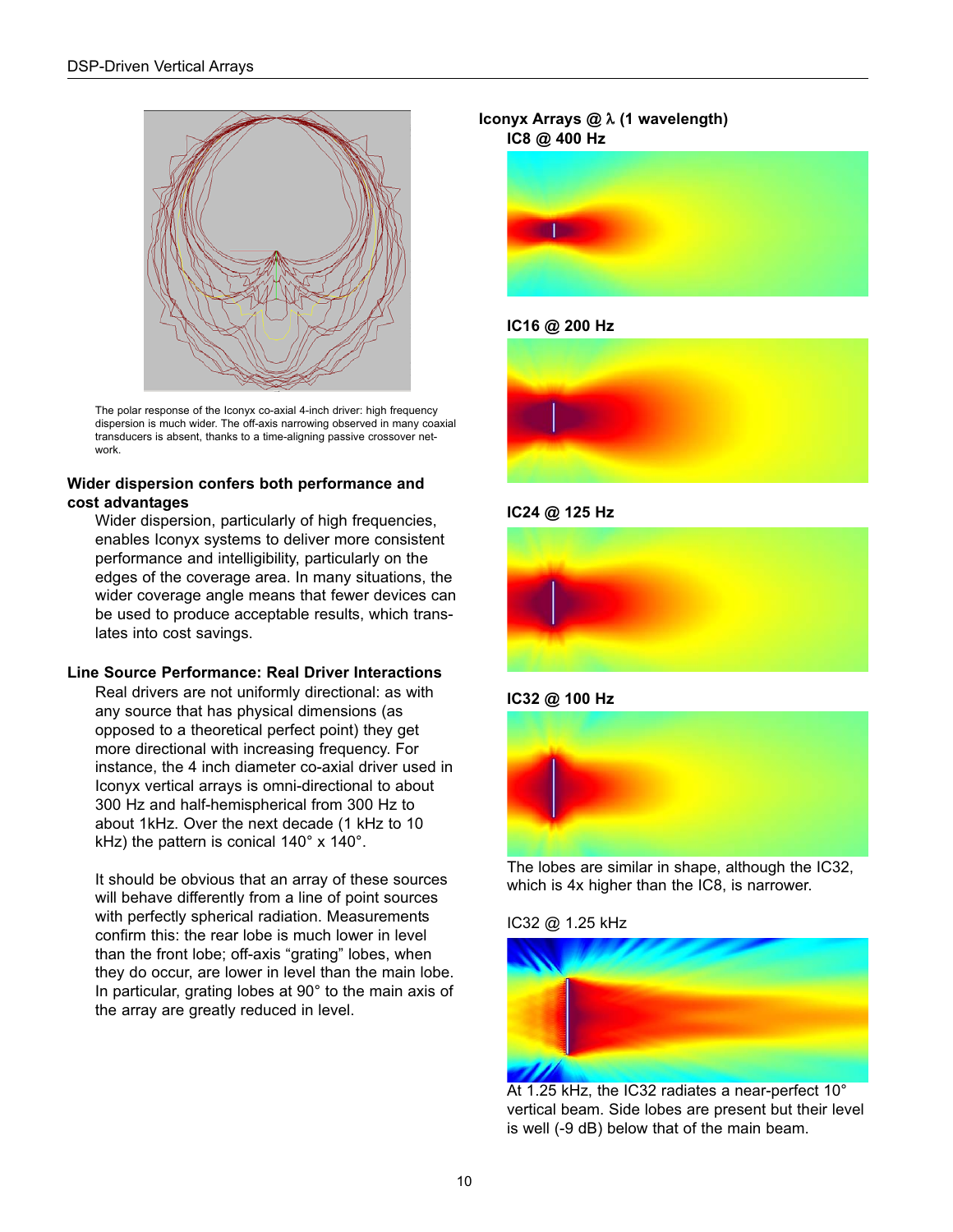The polar response of the Iconyx co-axial 4-inch driver: high frequency dispersion is much wider. The off-axis narrowing observed in many coaxial transducers is absent, thanks to a time-aligning passive crossover network.

### Wider dispersion confers both performance and cost advantages

Wider dispersion, particularly of high frequencies, enables Iconyx systems to deliver more consistent performance and intelligibility, particularly on the edges of the coverage area. In many situations, the wider coverage angle means that fewer devices can be used to produce acceptable results, which translates into cost savings.

### Line Source Performance: Real Driver Interactions

Real drivers are not uniformly directional: as with any source that has physical dimensions (as opposed to a theoretical perfect point) they get more directional with increasing frequency. For instance, the 4 inch diameter co-axial driver used in Iconyx vertical arrays is omni-directional to about 300 Hz and half-hemispherical from 300 Hz to about 1kHz. Over the next decade (1 kHz to 10 kHz) the pattern is conical 140° x 140°.

It should be obvious that an array of these sources will behave differently from a line of point sources with perfectly spherical radiation. Measurements confirm this: the rear lobe is much lower in level than the front lobe; off-axis "grating" lobes, when they do occur, are lower in level than the main lobe. In particular, grating lobes at 90° to the main axis of the array are greatly reduced in level.

**Iconyx Arrays @ λ (1 wavelength)**

**IC8 @ 400 Hz**

**IC16 @ 200 Hz**

**IC24 @ 125 Hz**

**IC32 @ 100 Hz**

The lobes are similar in shape, although the IC32, which is 4x higher than the IC8, is narrower.

IC32 @ 1.25 kHz

At 1.25 kHz, the IC32 radiates a near-perfect 10° vertical beam. Side lobes are present but their level is well (-9 dB) below that of the main beam.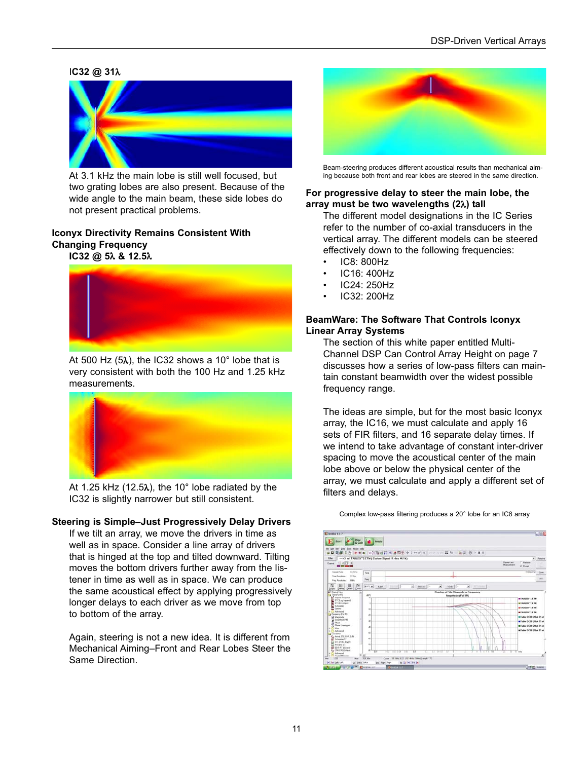**IC32 @ 31λ**

At 3.1 kHz the main lobe is still well focused, but two grating lobes are also present. Because of the wide angle to the main beam, these side lobes do not present practical problems.

### Iconyx Directivity Remains Consistent With Changing Frequency

**IC32 @ 5λ & 12.5λ**

At 500 Hz (5λ), the IC32 shows a 10° lobe that is very consistent with both the 100 Hz and 1.25 kHz measurements.

At 1.25 kHz (12.5λ), the 10° lobe radiated by the IC32 is slightly narrower but still consistent.

### Steering is Simple–Just Progressively Delay Drivers

If we tilt an array, we move the drivers in time as well as in space. Consider a line array of drivers that is hinged at the top and tilted downward. Tilting moves the bottom drivers further away from the listener in time as well as in space. We can produce the same acoustical effect by applying progressively longer delays to each driver as we move from top to bottom of the array.

Again, steering is not a new idea. It is different from Mechanical Aiming–Front and Rear Lobes Steer the Same Direction.

Beam-steering produces different acoustical results than mechanical aiming because both front and rear lobes are steered in the same direction.

### For progressive delay to steer the main lobe, the array must be two wavelengths (2λ) tall

The different model designations in the IC Series refer to the number of co-axial transducers in the vertical array. The different models can be steered effectively down to the following frequencies:

- IC8: 800Hz
- IC16: 400Hz
- IC24: 250Hz
- IC32: 200Hz

### BeamWare: The Software That Controls Iconyx Linear Array Systems

The section of this white paper entitled Multi-Channel DSP Can Control Array Height on page 7 discusses how a series of low-pass filters can maintain constant beamwidth over the widest possible frequency range.

The ideas are simple, but for the most basic Iconyx array, the IC16, we must calculate and apply 16 sets of FIR filters, and 16 separate delay times. If we intend to take advantage of constant inter-driver spacing to move the acoustical center of the main lobe above or below the physical center of the array, we must calculate and apply a different set of filters and delays.

Complex low-pass filtering produces a 20° lobe for an IC8 array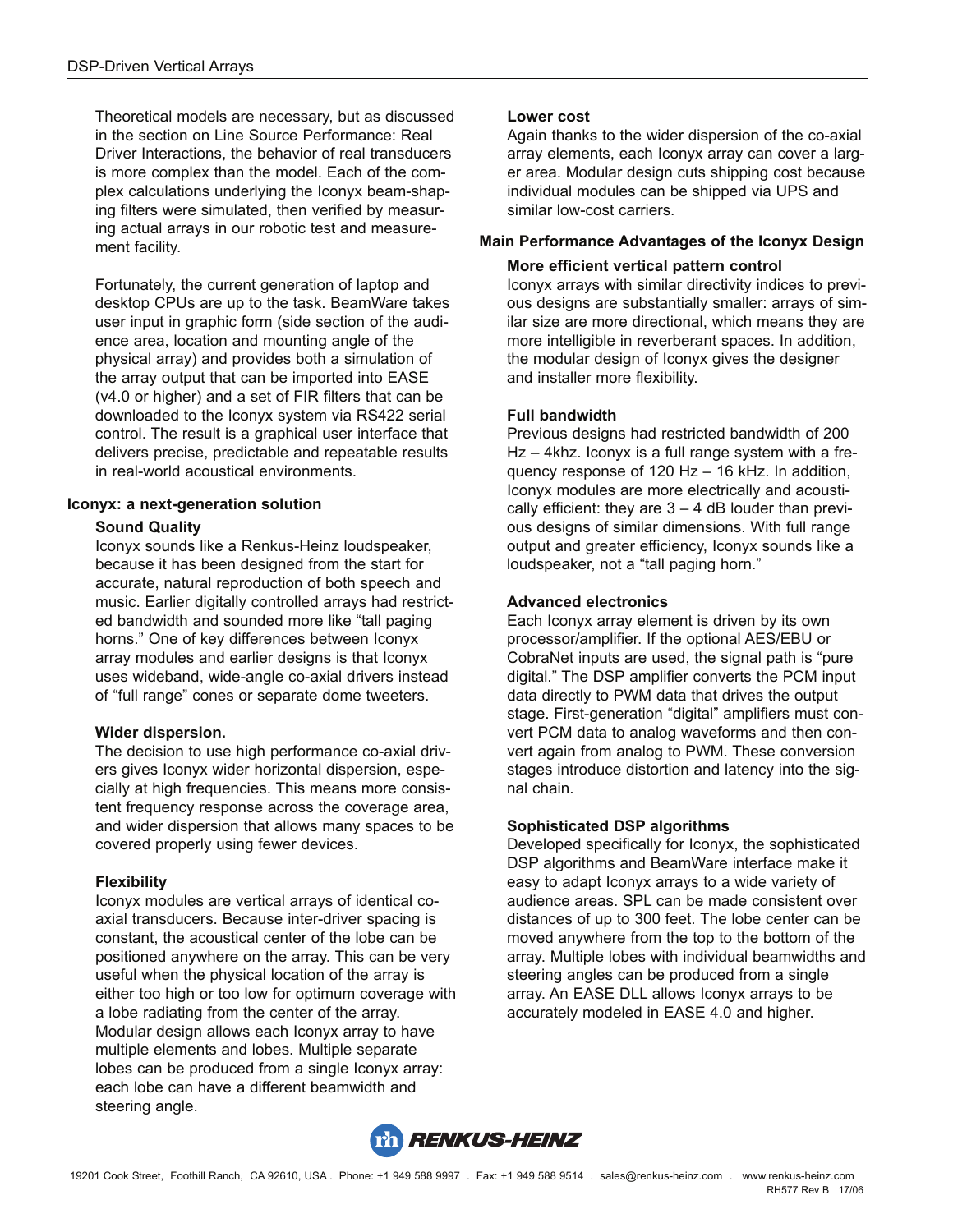Theoretical models are necessary, but as discussed in the section on Line Source Performance: Real Driver Interactions, the behavior of real transducers is more complex than the model. Each of the complex calculations underlying the Iconyx beam-shaping filters were simulated, then verified by measuring actual arrays in our robotic test and measurement facility.

Fortunately, the current generation of laptop and desktop CPUs are up to the task. BeamWare takes user input in graphic form (side section of the audience area, location and mounting angle of the physical array) and provides both a simulation of the array output that can be imported into EASE (v4.0 or higher) and a set of FIR filters that can be downloaded to the Iconyx system via RS422 serial control. The result is a graphical user interface that delivers precise, predictable and repeatable results in real-world acoustical environments.

## Iconyx: a next-generation solution

### Sound Quality

Iconyx sounds like a Renkus-Heinz loudspeaker, because it has been designed from the start for accurate, natural reproduction of both speech and music. Earlier digitally controlled arrays had restricted bandwidth and sounded more like "tall paging horns." One of key differences between Iconyx array modules and earlier designs is that Iconyx uses wideband, wide-angle co-axial drivers instead of "full range" cones or separate dome tweeters.

### Wider dispersion.

The decision to use high performance co-axial drivers gives Iconyx wider horizontal dispersion, especially at high frequencies. This means more consistent frequency response across the coverage area, and wider dispersion that allows many spaces to be covered properly using fewer devices.

### Flexibility

Iconyx modules are vertical arrays of identical co-axial transducers. Because inter-driver spacing is constant, the acoustical center of the lobe can be positioned anywhere on the array. This can be very useful when the physical location of the array is either too high or too low for optimum coverage with a lobe radiating from the center of the array. Modular design allows each Iconyx array to have multiple elements and lobes. Multiple separate lobes can be produced from a single Iconyx array: each lobe can have a different beamwidth and steering angle.

### Lower cost

Again thanks to the wider dispersion of the co-axial array elements, each Iconyx array can cover a larger area. Modular design cuts shipping cost because individual modules can be shipped via UPS and similar low-cost carriers.

## Main Performance Advantages of the Iconyx Design

### More efficient vertical pattern control

Iconyx arrays with similar directivity indices to previous designs are substantially smaller: arrays of similar size are more directional, which means they are more intelligible in reverberant spaces. In addition, the modular design of Iconyx gives the designer and installer more flexibility.

### Full bandwidth

Previous designs had restricted bandwidth of 200 Hz – 4khz. Iconyx is a full range system with a frequency response of 120 Hz – 16 kHz. In addition, Iconyx modules are more electrically and acoustically efficient: they are 3 – 4 dB louder than previous designs of similar dimensions. With full range output and greater efficiency, Iconyx sounds like a loudspeaker, not a "tall paging horn."

### Advanced electronics

Each Iconyx array element is driven by its own processor/amplifier. If the optional AES/EBU or CobraNet inputs are used, the signal path is "pure digital." The DSP amplifier converts the PCM input data directly to PWM data that drives the output stage. First-generation "digital" amplifiers must convert PCM data to analog waveforms and then convert again from analog to PWM. These conversion stages introduce distortion and latency into the signal chain.

### Sophisticated DSP algorithms

Developed specifically for Iconyx, the sophisticated DSP algorithms and BeamWare interface make it easy to adapt Iconyx arrays to a wide variety of audience areas. SPL can be made consistent over distances of up to 300 feet. The lobe center can be moved anywhere from the top to the bottom of the array. Multiple lobes with individual beamwidths and steering angles can be produced from a single array. An EASE DLL allows Iconyx arrays to be accurately modeled in EASE 4.0 and higher.

RENKUS-HEINZ

19201 Cook Street, Foothill Ranch, CA 92610, USA . Phone: +1 949 588 9997 . Fax: +1 949 588 9514 . sales@renkus-heinz.com . www.renkus-heinz.com

RH577 Rev B 17/06